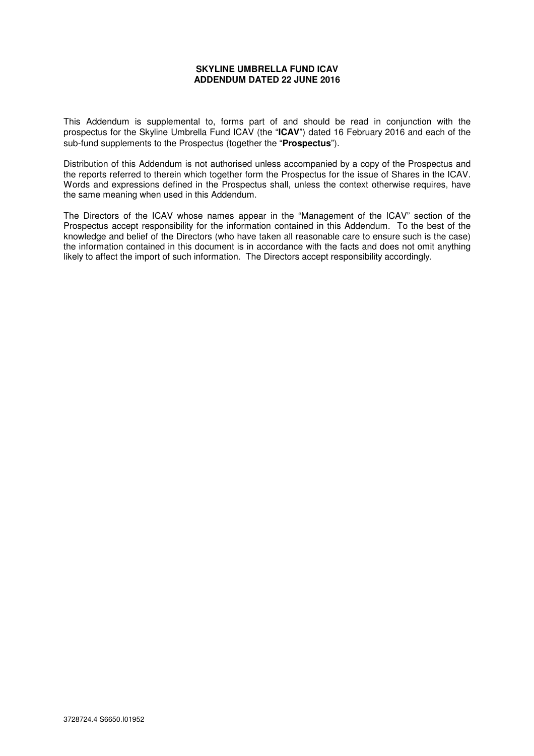**SKYLINE UMBRELLA FUND ICAV**
**ADDENDUM DATED 22 JUNE 2016**

This Addendum is supplemental to, forms part of and should be read in conjunction with the prospectus for the Skyline Umbrella Fund ICAV (the "**ICAV**") dated 16 February 2016 and each of the sub-fund supplements to the Prospectus (together the "**Prospectus**").

Distribution of this Addendum is not authorised unless accompanied by a copy of the Prospectus and the reports referred to therein which together form the Prospectus for the issue of Shares in the ICAV. Words and expressions defined in the Prospectus shall, unless the context otherwise requires, have the same meaning when used in this Addendum.

The Directors of the ICAV whose names appear in the "Management of the ICAV" section of the Prospectus accept responsibility for the information contained in this Addendum. To the best of the knowledge and belief of the Directors (who have taken all reasonable care to ensure such is the case) the information contained in this document is in accordance with the facts and does not omit anything likely to affect the import of such information. The Directors accept responsibility accordingly.

3728724.4 S6650.I01952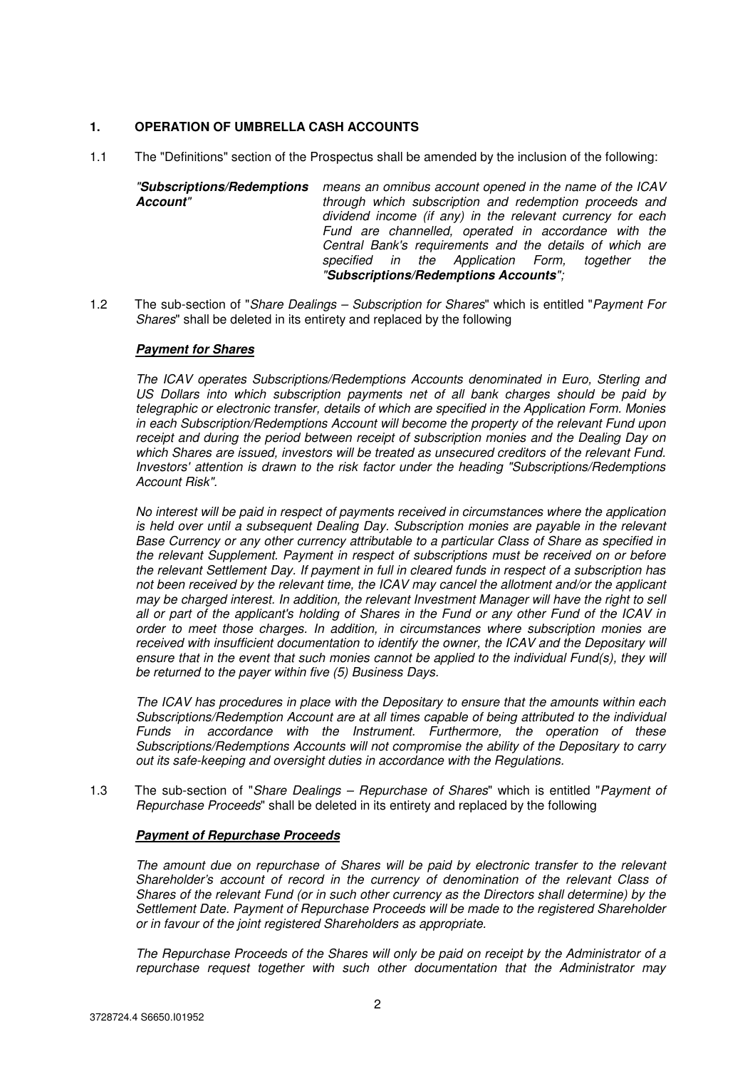## 1. OPERATION OF UMBRELLA CASH ACCOUNTS

1.1 The "Definitions" section of the Prospectus shall be amended by the inclusion of the following:

| | |
|---|---|
| *"**Subscriptions/Redemptions Account**"* | *means an omnibus account opened in the name of the ICAV through which subscription and redemption proceeds and dividend income (if any) in the relevant currency for each Fund are channelled, operated in accordance with the Central Bank's requirements and the details of which are specified in the Application Form, together the "**Subscriptions/Redemptions Accounts**";* |

1.2 The sub-section of "*Share Dealings – Subscription for Shares*" which is entitled "*Payment For Shares*" shall be deleted in its entirety and replaced by the following

***Payment for Shares***

*The ICAV operates Subscriptions/Redemptions Accounts denominated in Euro, Sterling and US Dollars into which subscription payments net of all bank charges should be paid by telegraphic or electronic transfer, details of which are specified in the Application Form. Monies in each Subscription/Redemptions Account will become the property of the relevant Fund upon receipt and during the period between receipt of subscription monies and the Dealing Day on which Shares are issued, investors will be treated as unsecured creditors of the relevant Fund. Investors' attention is drawn to the risk factor under the heading "Subscriptions/Redemptions Account Risk".*

*No interest will be paid in respect of payments received in circumstances where the application is held over until a subsequent Dealing Day. Subscription monies are payable in the relevant Base Currency or any other currency attributable to a particular Class of Share as specified in the relevant Supplement. Payment in respect of subscriptions must be received on or before the relevant Settlement Day. If payment in full in cleared funds in respect of a subscription has not been received by the relevant time, the ICAV may cancel the allotment and/or the applicant may be charged interest. In addition, the relevant Investment Manager will have the right to sell all or part of the applicant's holding of Shares in the Fund or any other Fund of the ICAV in order to meet those charges. In addition, in circumstances where subscription monies are received with insufficient documentation to identify the owner, the ICAV and the Depositary will ensure that in the event that such monies cannot be applied to the individual Fund(s), they will be returned to the payer within five (5) Business Days.*

*The ICAV has procedures in place with the Depositary to ensure that the amounts within each Subscriptions/Redemption Account are at all times capable of being attributed to the individual Funds in accordance with the Instrument. Furthermore, the operation of these Subscriptions/Redemptions Accounts will not compromise the ability of the Depositary to carry out its safe-keeping and oversight duties in accordance with the Regulations.*

1.3 The sub-section of "*Share Dealings – Repurchase of Shares*" which is entitled "*Payment of Repurchase Proceeds*" shall be deleted in its entirety and replaced by the following

***Payment of Repurchase Proceeds***

*The amount due on repurchase of Shares will be paid by electronic transfer to the relevant Shareholder's account of record in the currency of denomination of the relevant Class of Shares of the relevant Fund (or in such other currency as the Directors shall determine) by the Settlement Date. Payment of Repurchase Proceeds will be made to the registered Shareholder or in favour of the joint registered Shareholders as appropriate.*

*The Repurchase Proceeds of the Shares will only be paid on receipt by the Administrator of a repurchase request together with such other documentation that the Administrator may*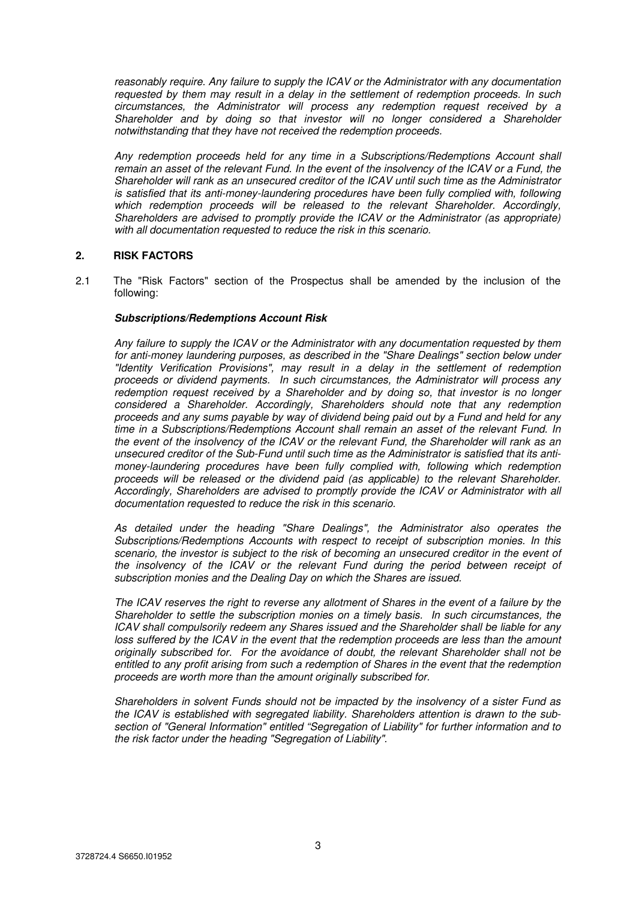*reasonably require. Any failure to supply the ICAV or the Administrator with any documentation requested by them may result in a delay in the settlement of redemption proceeds. In such circumstances, the Administrator will process any redemption request received by a Shareholder and by doing so that investor will no longer considered a Shareholder notwithstanding that they have not received the redemption proceeds.*

*Any redemption proceeds held for any time in a Subscriptions/Redemptions Account shall remain an asset of the relevant Fund. In the event of the insolvency of the ICAV or a Fund, the Shareholder will rank as an unsecured creditor of the ICAV until such time as the Administrator is satisfied that its anti-money-laundering procedures have been fully complied with, following which redemption proceeds will be released to the relevant Shareholder. Accordingly, Shareholders are advised to promptly provide the ICAV or the Administrator (as appropriate) with all documentation requested to reduce the risk in this scenario.*

## 2. RISK FACTORS

2.1 The "Risk Factors" section of the Prospectus shall be amended by the inclusion of the following:

***Subscriptions/Redemptions Account Risk***

*Any failure to supply the ICAV or the Administrator with any documentation requested by them for anti-money laundering purposes, as described in the "Share Dealings" section below under "Identity Verification Provisions", may result in a delay in the settlement of redemption proceeds or dividend payments. In such circumstances, the Administrator will process any redemption request received by a Shareholder and by doing so, that investor is no longer considered a Shareholder. Accordingly, Shareholders should note that any redemption proceeds and any sums payable by way of dividend being paid out by a Fund and held for any time in a Subscriptions/Redemptions Account shall remain an asset of the relevant Fund. In the event of the insolvency of the ICAV or the relevant Fund, the Shareholder will rank as an unsecured creditor of the Sub-Fund until such time as the Administrator is satisfied that its anti-money-laundering procedures have been fully complied with, following which redemption proceeds will be released or the dividend paid (as applicable) to the relevant Shareholder. Accordingly, Shareholders are advised to promptly provide the ICAV or Administrator with all documentation requested to reduce the risk in this scenario.*

*As detailed under the heading "Share Dealings", the Administrator also operates the Subscriptions/Redemptions Accounts with respect to receipt of subscription monies. In this scenario, the investor is subject to the risk of becoming an unsecured creditor in the event of the insolvency of the ICAV or the relevant Fund during the period between receipt of subscription monies and the Dealing Day on which the Shares are issued.*

*The ICAV reserves the right to reverse any allotment of Shares in the event of a failure by the Shareholder to settle the subscription monies on a timely basis. In such circumstances, the ICAV shall compulsorily redeem any Shares issued and the Shareholder shall be liable for any loss suffered by the ICAV in the event that the redemption proceeds are less than the amount originally subscribed for. For the avoidance of doubt, the relevant Shareholder shall not be entitled to any profit arising from such a redemption of Shares in the event that the redemption proceeds are worth more than the amount originally subscribed for.*

*Shareholders in solvent Funds should not be impacted by the insolvency of a sister Fund as the ICAV is established with segregated liability. Shareholders attention is drawn to the sub-section of "General Information" entitled "Segregation of Liability" for further information and to the risk factor under the heading "Segregation of Liability".*